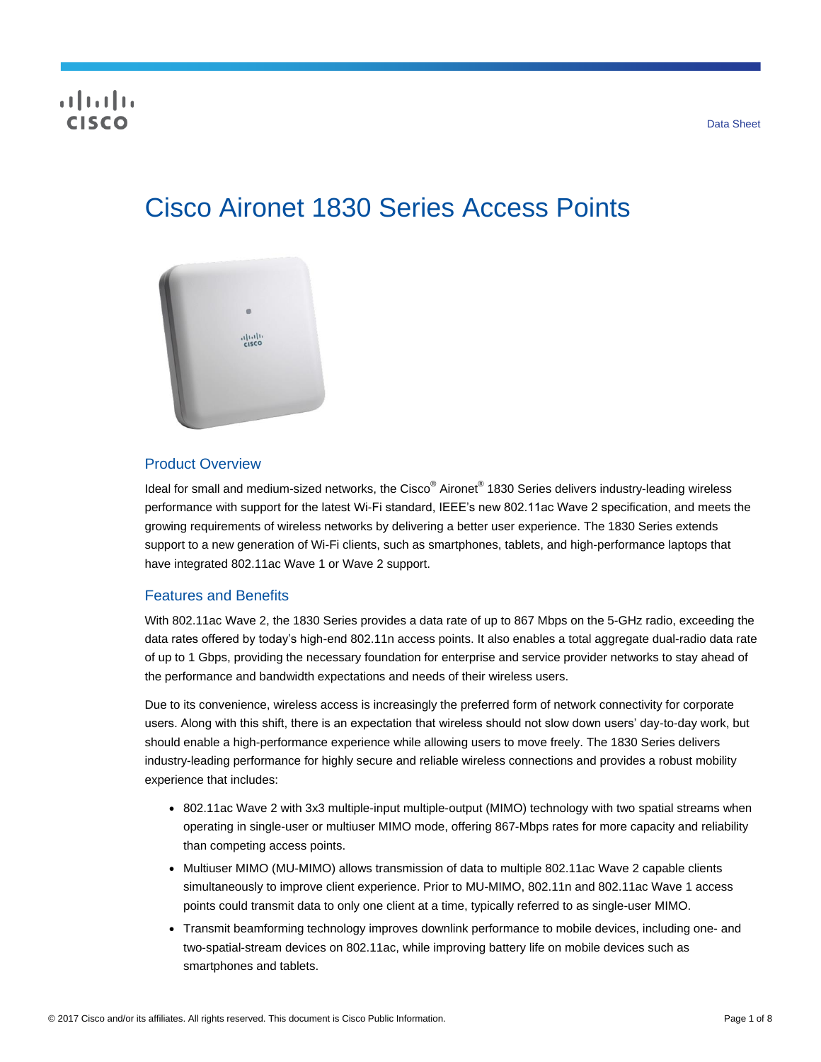# Cisco Aironet 1830 Series Access Points

## Product Overview

Ideal for small and medium-sized networks, the Cisco® Aironet® 1830 Series delivers industry-leading wireless performance with support for the latest Wi-Fi standard, IEEE's new 802.11ac Wave 2 specification, and meets the growing requirements of wireless networks by delivering a better user experience. The 1830 Series extends support to a new generation of Wi-Fi clients, such as smartphones, tablets, and high-performance laptops that have integrated 802.11ac Wave 1 or Wave 2 support.

## Features and Benefits

With 802.11ac Wave 2, the 1830 Series provides a data rate of up to 867 Mbps on the 5-GHz radio, exceeding the data rates offered by today's high-end 802.11n access points. It also enables a total aggregate dual-radio data rate of up to 1 Gbps, providing the necessary foundation for enterprise and service provider networks to stay ahead of the performance and bandwidth expectations and needs of their wireless users.

Due to its convenience, wireless access is increasingly the preferred form of network connectivity for corporate users. Along with this shift, there is an expectation that wireless should not slow down users' day-to-day work, but should enable a high-performance experience while allowing users to move freely. The 1830 Series delivers industry-leading performance for highly secure and reliable wireless connections and provides a robust mobility experience that includes:

- 802.11ac Wave 2 with 3x3 multiple-input multiple-output (MIMO) technology with two spatial streams when operating in single-user or multiuser MIMO mode, offering 867-Mbps rates for more capacity and reliability than competing access points.
- Multiuser MIMO (MU-MIMO) allows transmission of data to multiple 802.11ac Wave 2 capable clients simultaneously to improve client experience. Prior to MU-MIMO, 802.11n and 802.11ac Wave 1 access points could transmit data to only one client at a time, typically referred to as single-user MIMO.
- Transmit beamforming technology improves downlink performance to mobile devices, including one- and two-spatial-stream devices on 802.11ac, while improving battery life on mobile devices such as smartphones and tablets.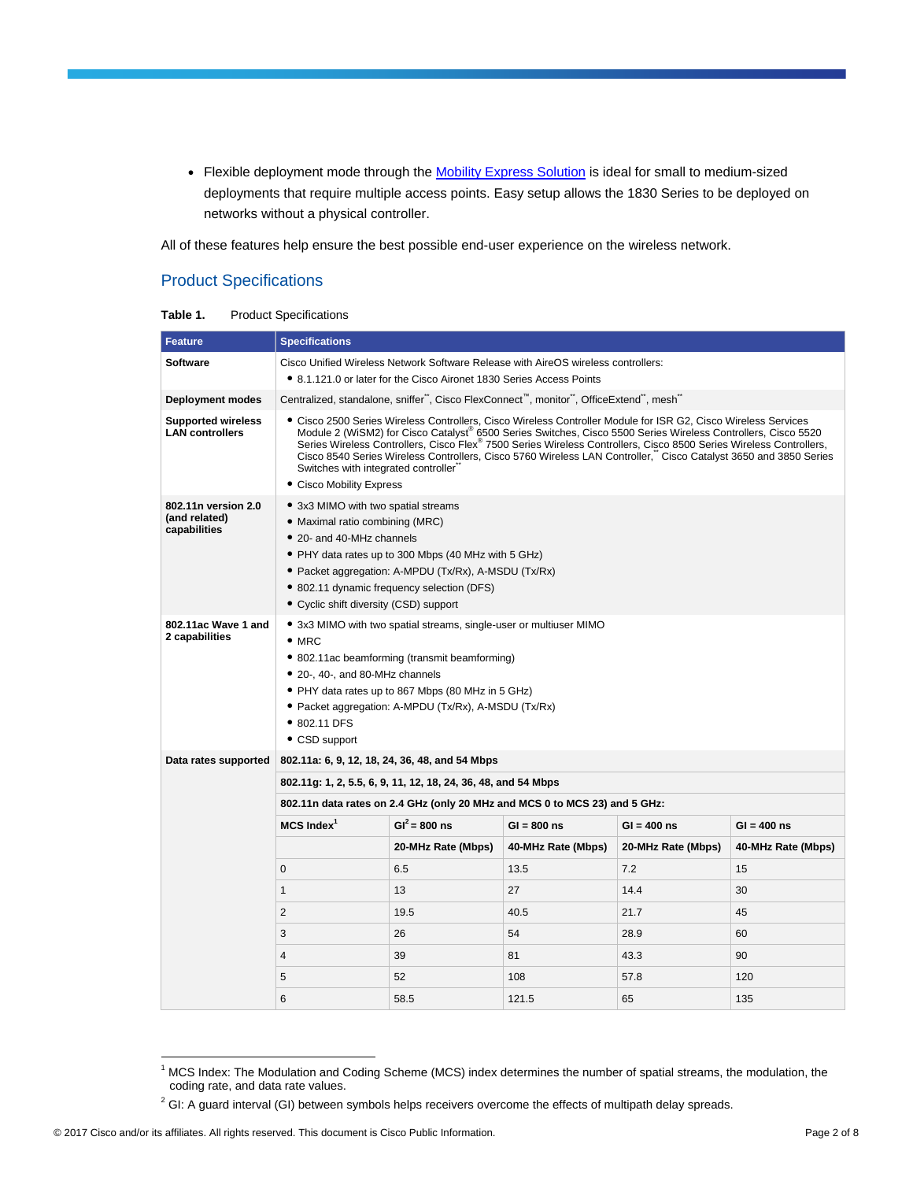- Flexible deployment mode through the Mobility Express Solution is ideal for small to medium-sized deployments that require multiple access points. Easy setup allows the 1830 Series to be deployed on networks without a physical controller.

All of these features help ensure the best possible end-user experience on the wireless network.

## Product Specifications

**Table 1.** Product Specifications

| Feature | Specifications | | | | |
|---|---|---|---|---|---|
| **Software** | Cisco Unified Wireless Network Software Release with AireOS wireless controllers:<br>• 8.1.121.0 or later for the Cisco Aironet 1830 Series Access Points | | | | |
| **Deployment modes** | Centralized, standalone, sniffer**, Cisco FlexConnect™, monitor**, OfficeExtend**, mesh** | | | | |
| **Supported wireless LAN controllers** | • Cisco 2500 Series Wireless Controllers, Cisco Wireless Controller Module for ISR G2, Cisco Wireless Services Module 2 (WiSM2) for Cisco Catalyst® 6500 Series Switches, Cisco 5500 Series Wireless Controllers, Cisco 5520 Series Wireless Controllers, Cisco Flex® 7500 Series Wireless Controllers, Cisco 8500 Series Wireless Controllers, Cisco 8540 Series Wireless Controllers, Cisco 5760 Wireless LAN Controller,** Cisco Catalyst 3650 and 3850 Series Switches with integrated controller**<br>• Cisco Mobility Express | | | | |
| **802.11n version 2.0 (and related) capabilities** | • 3x3 MIMO with two spatial streams<br>• Maximal ratio combining (MRC)<br>• 20- and 40-MHz channels<br>• PHY data rates up to 300 Mbps (40 MHz with 5 GHz)<br>• Packet aggregation: A-MPDU (Tx/Rx), A-MSDU (Tx/Rx)<br>• 802.11 dynamic frequency selection (DFS)<br>• Cyclic shift diversity (CSD) support | | | | |
| **802.11ac Wave 1 and 2 capabilities** | • 3x3 MIMO with two spatial streams, single-user or multiuser MIMO<br>• MRC<br>• 802.11ac beamforming (transmit beamforming)<br>• 20-, 40-, and 80-MHz channels<br>• PHY data rates up to 867 Mbps (80 MHz in 5 GHz)<br>• Packet aggregation: A-MPDU (Tx/Rx), A-MSDU (Tx/Rx)<br>• 802.11 DFS<br>• CSD support | | | | |
| **Data rates supported** | **802.11a: 6, 9, 12, 18, 24, 36, 48, and 54 Mbps** | | | | |
| | **802.11g: 1, 2, 5.5, 6, 9, 11, 12, 18, 24, 36, 48, and 54 Mbps** | | | | |
| | **802.11n data rates on 2.4 GHz (only 20 MHz and MCS 0 to MCS 23) and 5 GHz:** | | | | |
| | **MCS Index[1]** | **GI[2] = 800 ns** | **GI = 800 ns** | **GI = 400 ns** | **GI = 400 ns** |
| | | **20-MHz Rate (Mbps)** | **40-MHz Rate (Mbps)** | **20-MHz Rate (Mbps)** | **40-MHz Rate (Mbps)** |
| | 0 | 6.5 | 13.5 | 7.2 | 15 |
| | 1 | 13 | 27 | 14.4 | 30 |
| | 2 | 19.5 | 40.5 | 21.7 | 45 |
| | 3 | 26 | 54 | 28.9 | 60 |
| | 4 | 39 | 81 | 43.3 | 90 |
| | 5 | 52 | 108 | 57.8 | 120 |
| | 6 | 58.5 | 121.5 | 65 | 135 |

[1] MCS Index: The Modulation and Coding Scheme (MCS) index determines the number of spatial streams, the modulation, the coding rate, and data rate values.

[2] GI: A guard interval (GI) between symbols helps receivers overcome the effects of multipath delay spreads.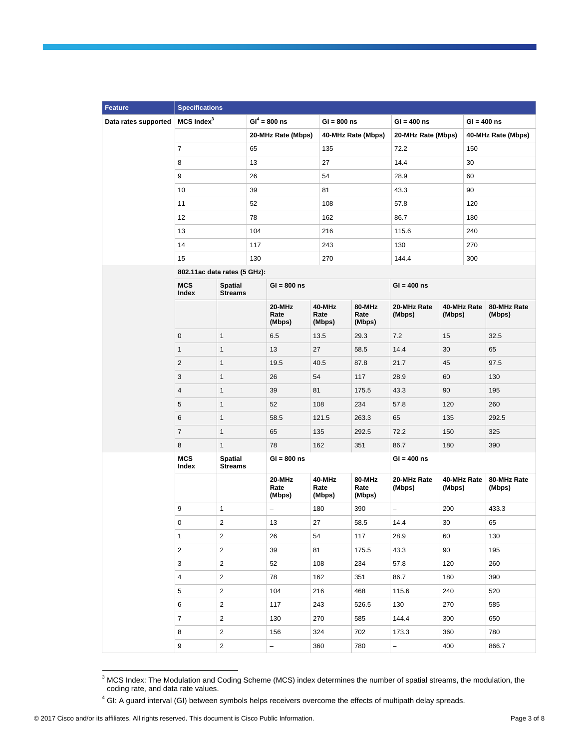| Feature | Specifications | | | | | | | |
|---|---|---|---|---|---|---|---|---|
| Data rates supported | MCS Index[3] | | GI[4] = 800 ns | | GI = 800 ns | GI = 400 ns | | GI = 400 ns |
| | | | 20-MHz Rate (Mbps) | | 40-MHz Rate (Mbps) | 20-MHz Rate (Mbps) | | 40-MHz Rate (Mbps) |
| | 7 | | 65 | | 135 | 72.2 | | 150 |
| | 8 | | 13 | | 27 | 14.4 | | 30 |
| | 9 | | 26 | | 54 | 28.9 | | 60 |
| | 10 | | 39 | | 81 | 43.3 | | 90 |
| | 11 | | 52 | | 108 | 57.8 | | 120 |
| | 12 | | 78 | | 162 | 86.7 | | 180 |
| | 13 | | 104 | | 216 | 115.6 | | 240 |
| | 14 | | 117 | | 243 | 130 | | 270 |
| | 15 | | 130 | | 270 | 144.4 | | 300 |
| | **802.11ac data rates (5 GHz):** | | | | | | | |
| | **MCS Index** | **Spatial Streams** | **GI = 800 ns** | | | **GI = 400 ns** | | |
| | | | **20-MHz Rate (Mbps)** | **40-MHz Rate (Mbps)** | **80-MHz Rate (Mbps)** | **20-MHz Rate (Mbps)** | **40-MHz Rate (Mbps)** | **80-MHz Rate (Mbps)** |
| | 0 | 1 | 6.5 | 13.5 | 29.3 | 7.2 | 15 | 32.5 |
| | 1 | 1 | 13 | 27 | 58.5 | 14.4 | 30 | 65 |
| | 2 | 1 | 19.5 | 40.5 | 87.8 | 21.7 | 45 | 97.5 |
| | 3 | 1 | 26 | 54 | 117 | 28.9 | 60 | 130 |
| | 4 | 1 | 39 | 81 | 175.5 | 43.3 | 90 | 195 |
| | 5 | 1 | 52 | 108 | 234 | 57.8 | 120 | 260 |
| | 6 | 1 | 58.5 | 121.5 | 263.3 | 65 | 135 | 292.5 |
| | 7 | 1 | 65 | 135 | 292.5 | 72.2 | 150 | 325 |
| | 8 | 1 | 78 | 162 | 351 | 86.7 | 180 | 390 |
| | **MCS Index** | **Spatial Streams** | **GI = 800 ns** | | | **GI = 400 ns** | | |
| | | | **20-MHz Rate (Mbps)** | **40-MHz Rate (Mbps)** | **80-MHz Rate (Mbps)** | **20-MHz Rate (Mbps)** | **40-MHz Rate (Mbps)** | **80-MHz Rate (Mbps)** |
| | 9 | 1 | – | 180 | 390 | – | 200 | 433.3 |
| | 0 | 2 | 13 | 27 | 58.5 | 14.4 | 30 | 65 |
| | 1 | 2 | 26 | 54 | 117 | 28.9 | 60 | 130 |
| | 2 | 2 | 39 | 81 | 175.5 | 43.3 | 90 | 195 |
| | 3 | 2 | 52 | 108 | 234 | 57.8 | 120 | 260 |
| | 4 | 2 | 78 | 162 | 351 | 86.7 | 180 | 390 |
| | 5 | 2 | 104 | 216 | 468 | 115.6 | 240 | 520 |
| | 6 | 2 | 117 | 243 | 526.5 | 130 | 270 | 585 |
| | 7 | 2 | 130 | 270 | 585 | 144.4 | 300 | 650 |
| | 8 | 2 | 156 | 324 | 702 | 173.3 | 360 | 780 |
| | 9 | 2 | – | 360 | 780 | – | 400 | 866.7 |

[3] MCS Index: The Modulation and Coding Scheme (MCS) index determines the number of spatial streams, the modulation, the coding rate, and data rate values.

[4] GI: A guard interval (GI) between symbols helps receivers overcome the effects of multipath delay spreads.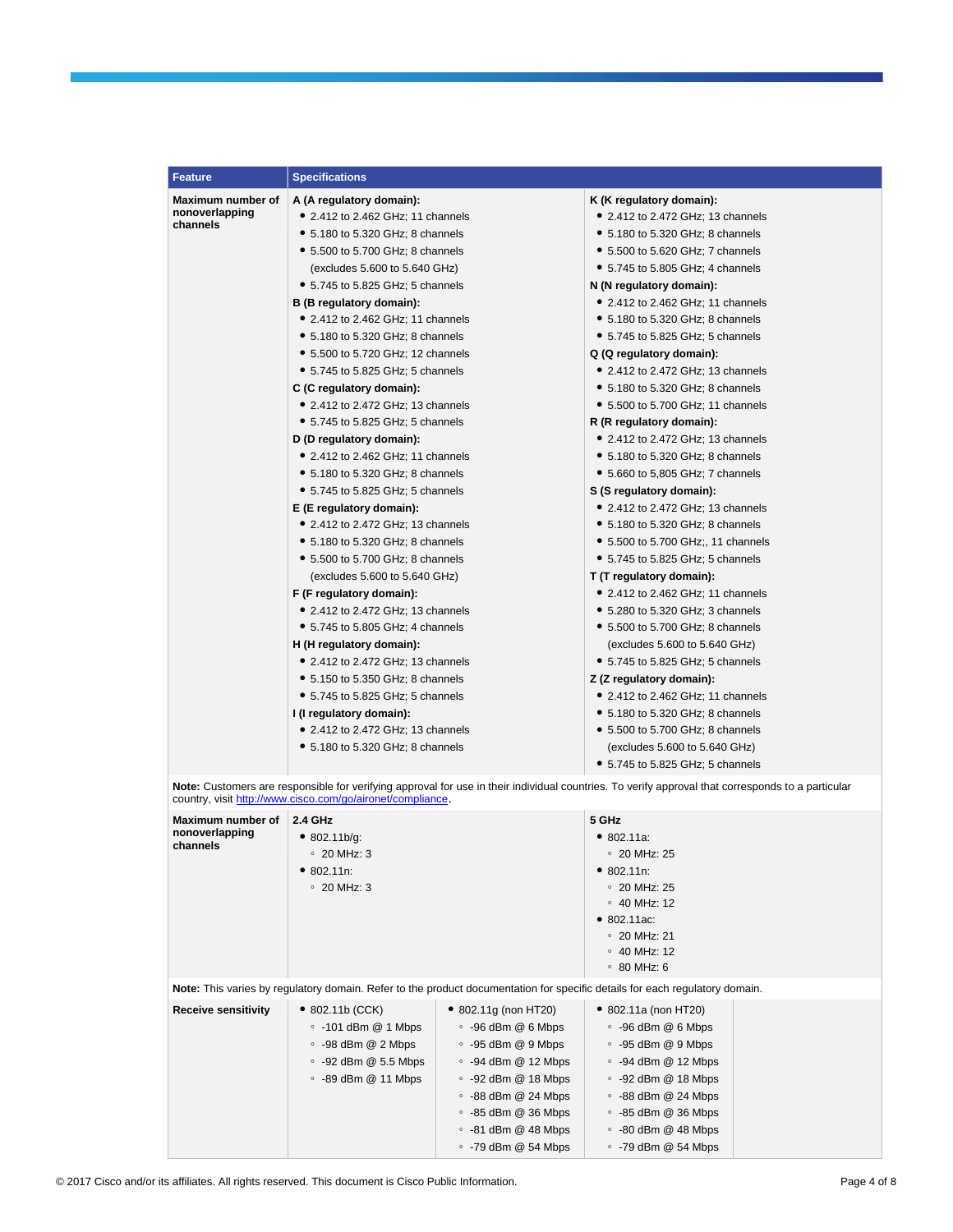| Feature | Specifications | |
|---|---|---|
| **Maximum number of nonoverlapping channels** | **A (A regulatory domain):**<br>• 2.412 to 2.462 GHz; 11 channels<br>• 5.180 to 5.320 GHz; 8 channels<br>• 5.500 to 5.700 GHz; 8 channels (excludes 5.600 to 5.640 GHz)<br>• 5.745 to 5.825 GHz; 5 channels<br>**B (B regulatory domain):**<br>• 2.412 to 2.462 GHz; 11 channels<br>• 5.180 to 5.320 GHz; 8 channels<br>• 5.500 to 5.720 GHz; 12 channels<br>• 5.745 to 5.825 GHz; 5 channels<br>**C (C regulatory domain):**<br>• 2.412 to 2.472 GHz; 13 channels<br>• 5.745 to 5.825 GHz; 5 channels<br>**D (D regulatory domain):**<br>• 2.412 to 2.462 GHz; 11 channels<br>• 5.180 to 5.320 GHz; 8 channels<br>• 5.745 to 5.825 GHz; 5 channels<br>**E (E regulatory domain):**<br>• 2.412 to 2.472 GHz; 13 channels<br>• 5.180 to 5.320 GHz; 8 channels<br>• 5.500 to 5.700 GHz; 8 channels (excludes 5.600 to 5.640 GHz)<br>**F (F regulatory domain):**<br>• 2.412 to 2.472 GHz; 13 channels<br>• 5.745 to 5.805 GHz; 4 channels<br>**H (H regulatory domain):**<br>• 2.412 to 2.472 GHz; 13 channels<br>• 5.150 to 5.350 GHz; 8 channels<br>• 5.745 to 5.825 GHz; 5 channels<br>**I (I regulatory domain):**<br>• 2.412 to 2.472 GHz; 13 channels<br>• 5.180 to 5.320 GHz; 8 channels | **K (K regulatory domain):**<br>• 2.412 to 2.472 GHz; 13 channels<br>• 5.180 to 5.320 GHz; 8 channels<br>• 5.500 to 5.620 GHz; 7 channels<br>• 5.745 to 5.805 GHz; 4 channels<br>**N (N regulatory domain):**<br>• 2.412 to 2.462 GHz; 11 channels<br>• 5.180 to 5.320 GHz; 8 channels<br>• 5.745 to 5.825 GHz; 5 channels<br>**Q (Q regulatory domain):**<br>• 2.412 to 2.472 GHz; 13 channels<br>• 5.180 to 5.320 GHz; 8 channels<br>• 5.500 to 5.700 GHz; 11 channels<br>**R (R regulatory domain):**<br>• 2.412 to 2.472 GHz; 13 channels<br>• 5.180 to 5.320 GHz; 8 channels<br>• 5.660 to 5,805 GHz; 7 channels<br>**S (S regulatory domain):**<br>• 2.412 to 2.472 GHz; 13 channels<br>• 5.180 to 5.320 GHz; 8 channels<br>• 5.500 to 5.700 GHz;, 11 channels<br>• 5.745 to 5.825 GHz; 5 channels<br>**T (T regulatory domain):**<br>• 2.412 to 2.462 GHz; 11 channels<br>• 5.280 to 5.320 GHz; 3 channels<br>• 5.500 to 5.700 GHz; 8 channels (excludes 5.600 to 5.640 GHz)<br>• 5.745 to 5.825 GHz; 5 channels<br>**Z (Z regulatory domain):**<br>• 2.412 to 2.462 GHz; 11 channels<br>• 5.180 to 5.320 GHz; 8 channels<br>• 5.500 to 5.700 GHz; 8 channels (excludes 5.600 to 5.640 GHz)<br>• 5.745 to 5.825 GHz; 5 channels |

**Note:** Customers are responsible for verifying approval for use in their individual countries. To verify approval that corresponds to a particular country, visit http://www.cisco.com/go/aironet/compliance.

| Feature | Specifications | |
|---|---|---|
| **Maximum number of nonoverlapping channels** | **2.4 GHz**<br>• 802.11b/g:<br>◦ 20 MHz: 3<br>• 802.11n:<br>◦ 20 MHz: 3 | **5 GHz**<br>• 802.11a:<br>◦ 20 MHz: 25<br>• 802.11n:<br>◦ 20 MHz: 25<br>◦ 40 MHz: 12<br>• 802.11ac:<br>◦ 20 MHz: 21<br>◦ 40 MHz: 12<br>◦ 80 MHz: 6 |

**Note:** This varies by regulatory domain. Refer to the product documentation for specific details for each regulatory domain.

| Feature | Specifications | | | |
|---|---|---|---|---|
| **Receive sensitivity** | • 802.11b (CCK)<br>◦ -101 dBm @ 1 Mbps<br>◦ -98 dBm @ 2 Mbps<br>◦ -92 dBm @ 5.5 Mbps<br>◦ -89 dBm @ 11 Mbps | • 802.11g (non HT20)<br>◦ -96 dBm @ 6 Mbps<br>◦ -95 dBm @ 9 Mbps<br>◦ -94 dBm @ 12 Mbps<br>◦ -92 dBm @ 18 Mbps<br>◦ -88 dBm @ 24 Mbps<br>◦ -85 dBm @ 36 Mbps<br>◦ -81 dBm @ 48 Mbps<br>◦ -79 dBm @ 54 Mbps | • 802.11a (non HT20)<br>◦ -96 dBm @ 6 Mbps<br>◦ -95 dBm @ 9 Mbps<br>◦ -94 dBm @ 12 Mbps<br>◦ -92 dBm @ 18 Mbps<br>◦ -88 dBm @ 24 Mbps<br>◦ -85 dBm @ 36 Mbps<br>◦ -80 dBm @ 48 Mbps<br>◦ -79 dBm @ 54 Mbps | |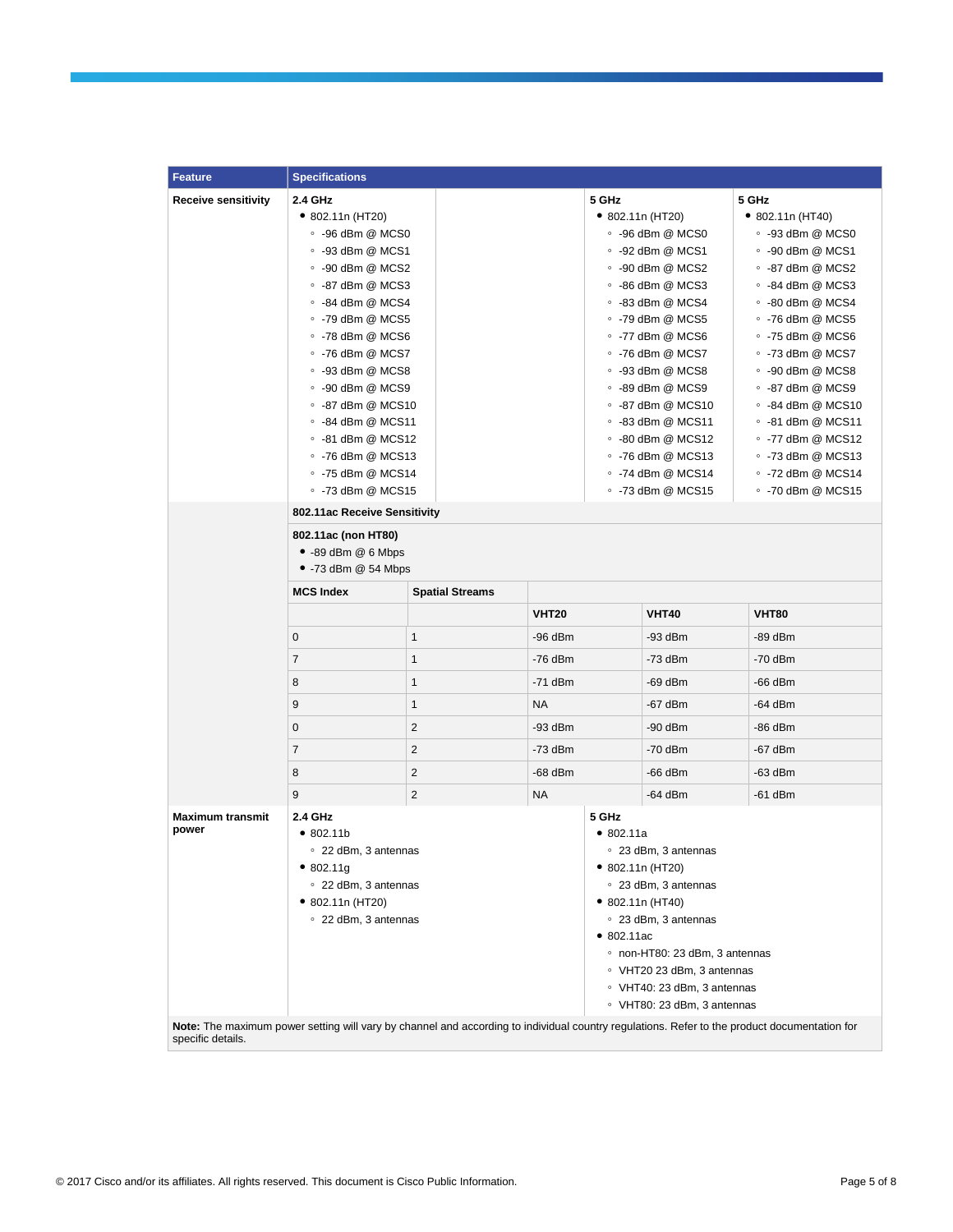| Feature | Specifications |
|---|---|
| **Receive sensitivity** | **2.4 GHz**<br>• 802.11n (HT20)<br>◦ -96 dBm @ MCS0<br>◦ -93 dBm @ MCS1<br>◦ -90 dBm @ MCS2<br>◦ -87 dBm @ MCS3<br>◦ -84 dBm @ MCS4<br>◦ -79 dBm @ MCS5<br>◦ -78 dBm @ MCS6<br>◦ -76 dBm @ MCS7<br>◦ -93 dBm @ MCS8<br>◦ -90 dBm @ MCS9<br>◦ -87 dBm @ MCS10<br>◦ -84 dBm @ MCS11<br>◦ -81 dBm @ MCS12<br>◦ -76 dBm @ MCS13<br>◦ -75 dBm @ MCS14<br>◦ -73 dBm @ MCS15<br><br>**5 GHz**<br>• 802.11n (HT20)<br>◦ -96 dBm @ MCS0<br>◦ -92 dBm @ MCS1<br>◦ -90 dBm @ MCS2<br>◦ -86 dBm @ MCS3<br>◦ -83 dBm @ MCS4<br>◦ -79 dBm @ MCS5<br>◦ -77 dBm @ MCS6<br>◦ -76 dBm @ MCS7<br>◦ -93 dBm @ MCS8<br>◦ -89 dBm @ MCS9<br>◦ -87 dBm @ MCS10<br>◦ -83 dBm @ MCS11<br>◦ -80 dBm @ MCS12<br>◦ -76 dBm @ MCS13<br>◦ -74 dBm @ MCS14<br>◦ -73 dBm @ MCS15<br><br>**5 GHz**<br>• 802.11n (HT40)<br>◦ -93 dBm @ MCS0<br>◦ -90 dBm @ MCS1<br>◦ -87 dBm @ MCS2<br>◦ -84 dBm @ MCS3<br>◦ -80 dBm @ MCS4<br>◦ -76 dBm @ MCS5<br>◦ -75 dBm @ MCS6<br>◦ -73 dBm @ MCS7<br>◦ -90 dBm @ MCS8<br>◦ -87 dBm @ MCS9<br>◦ -84 dBm @ MCS10<br>◦ -81 dBm @ MCS11<br>◦ -77 dBm @ MCS12<br>◦ -73 dBm @ MCS13<br>◦ -72 dBm @ MCS14<br>◦ -70 dBm @ MCS15 |

**802.11ac Receive Sensitivity**

**802.11ac (non HT80)**

- -89 dBm @ 6 Mbps
- -73 dBm @ 54 Mbps

| MCS Index | Spatial Streams | VHT20 | VHT40 | VHT80 |
|---|---|---|---|---|
| 0 | 1 | -96 dBm | -93 dBm | -89 dBm |
| 7 | 1 | -76 dBm | -73 dBm | -70 dBm |
| 8 | 1 | -71 dBm | -69 dBm | -66 dBm |
| 9 | 1 | NA | -67 dBm | -64 dBm |
| 0 | 2 | -93 dBm | -90 dBm | -86 dBm |
| 7 | 2 | -73 dBm | -70 dBm | -67 dBm |
| 8 | 2 | -68 dBm | -66 dBm | -63 dBm |
| 9 | 2 | NA | -64 dBm | -61 dBm |

| Feature | Specifications |
|---|---|
| **Maximum transmit power** | **2.4 GHz**<br>• 802.11b<br>◦ 22 dBm, 3 antennas<br>• 802.11g<br>◦ 22 dBm, 3 antennas<br>• 802.11n (HT20)<br>◦ 22 dBm, 3 antennas<br><br>**5 GHz**<br>• 802.11a<br>◦ 23 dBm, 3 antennas<br>• 802.11n (HT20)<br>◦ 23 dBm, 3 antennas<br>• 802.11n (HT40)<br>◦ 23 dBm, 3 antennas<br>• 802.11ac<br>◦ non-HT80: 23 dBm, 3 antennas<br>◦ VHT20 23 dBm, 3 antennas<br>◦ VHT40: 23 dBm, 3 antennas<br>◦ VHT80: 23 dBm, 3 antennas |

**Note:** The maximum power setting will vary by channel and according to individual country regulations. Refer to the product documentation for specific details.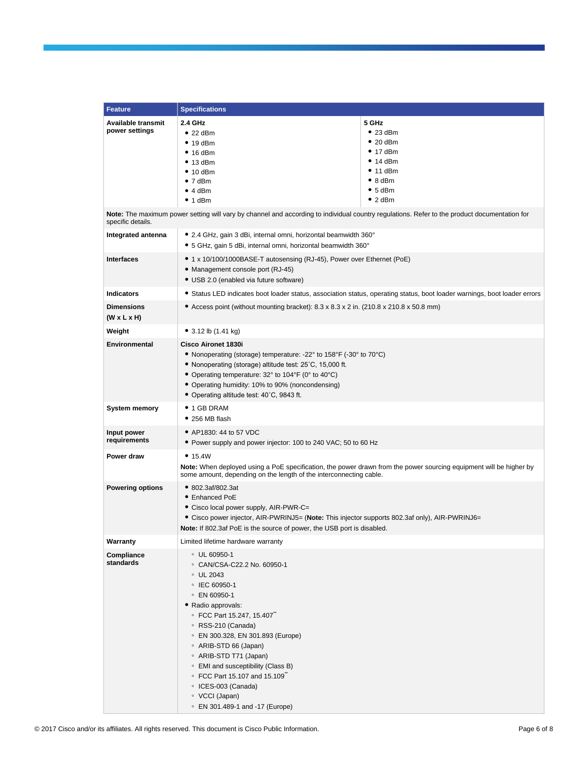| Feature | Specifications | |
|---|---|---|
| **Available transmit power settings** | **2.4 GHz**<br>• 22 dBm<br>• 19 dBm<br>• 16 dBm<br>• 13 dBm<br>• 10 dBm<br>• 7 dBm<br>• 4 dBm<br>• 1 dBm | **5 GHz**<br>• 23 dBm<br>• 20 dBm<br>• 17 dBm<br>• 14 dBm<br>• 11 dBm<br>• 8 dBm<br>• 5 dBm<br>• 2 dBm |
| **Note:** The maximum power setting will vary by channel and according to individual country regulations. Refer to the product documentation for specific details. | | |
| **Integrated antenna** | • 2.4 GHz, gain 3 dBi, internal omni, horizontal beamwidth 360°<br>• 5 GHz, gain 5 dBi, internal omni, horizontal beamwidth 360° | |
| **Interfaces** | • 1 x 10/100/1000BASE-T autosensing (RJ-45), Power over Ethernet (PoE)<br>• Management console port (RJ-45)<br>• USB 2.0 (enabled via future software) | |
| **Indicators** | • Status LED indicates boot loader status, association status, operating status, boot loader warnings, boot loader errors | |
| **Dimensions (W x L x H)** | • Access point (without mounting bracket): 8.3 x 8.3 x 2 in. (210.8 x 210.8 x 50.8 mm) | |
| **Weight** | • 3.12 lb (1.41 kg) | |
| **Environmental** | **Cisco Aironet 1830i**<br>• Nonoperating (storage) temperature: -22° to 158°F (-30° to 70°C)<br>• Nonoperating (storage) altitude test: 25˚C, 15,000 ft.<br>• Operating temperature: 32° to 104°F (0° to 40°C)<br>• Operating humidity: 10% to 90% (noncondensing)<br>• Operating altitude test: 40˚C, 9843 ft. | |
| **System memory** | • 1 GB DRAM<br>• 256 MB flash | |
| **Input power requirements** | • AP1830: 44 to 57 VDC<br>• Power supply and power injector: 100 to 240 VAC; 50 to 60 Hz | |
| **Power draw** | • 15.4W<br>**Note:** When deployed using a PoE specification, the power drawn from the power sourcing equipment will be higher by some amount, depending on the length of the interconnecting cable. | |
| **Powering options** | • 802.3af/802.3at<br>• Enhanced PoE<br>• Cisco local power supply, AIR-PWR-C=<br>• Cisco power injector, AIR-PWRINJ5= (**Note:** This injector supports 802.3af only), AIR-PWRINJ6=<br>**Note:** If 802.3af PoE is the source of power, the USB port is disabled. | |
| **Warranty** | Limited lifetime hardware warranty | |
| **Compliance standards** | ◦ UL 60950-1<br>◦ CAN/CSA-C22.2 No. 60950-1<br>◦ UL 2043<br>◦ IEC 60950-1<br>◦ EN 60950-1<br>• Radio approvals:<br>◦ FCC Part 15.247, 15.407[**]<br>◦ RSS-210 (Canada)<br>◦ EN 300.328, EN 301.893 (Europe)<br>◦ ARIB-STD 66 (Japan)<br>◦ ARIB-STD T71 (Japan)<br>◦ EMI and susceptibility (Class B)<br>◦ FCC Part 15.107 and 15.109[**]<br>◦ ICES-003 (Canada)<br>◦ VCCI (Japan)<br>◦ EN 301.489-1 and -17 (Europe) | |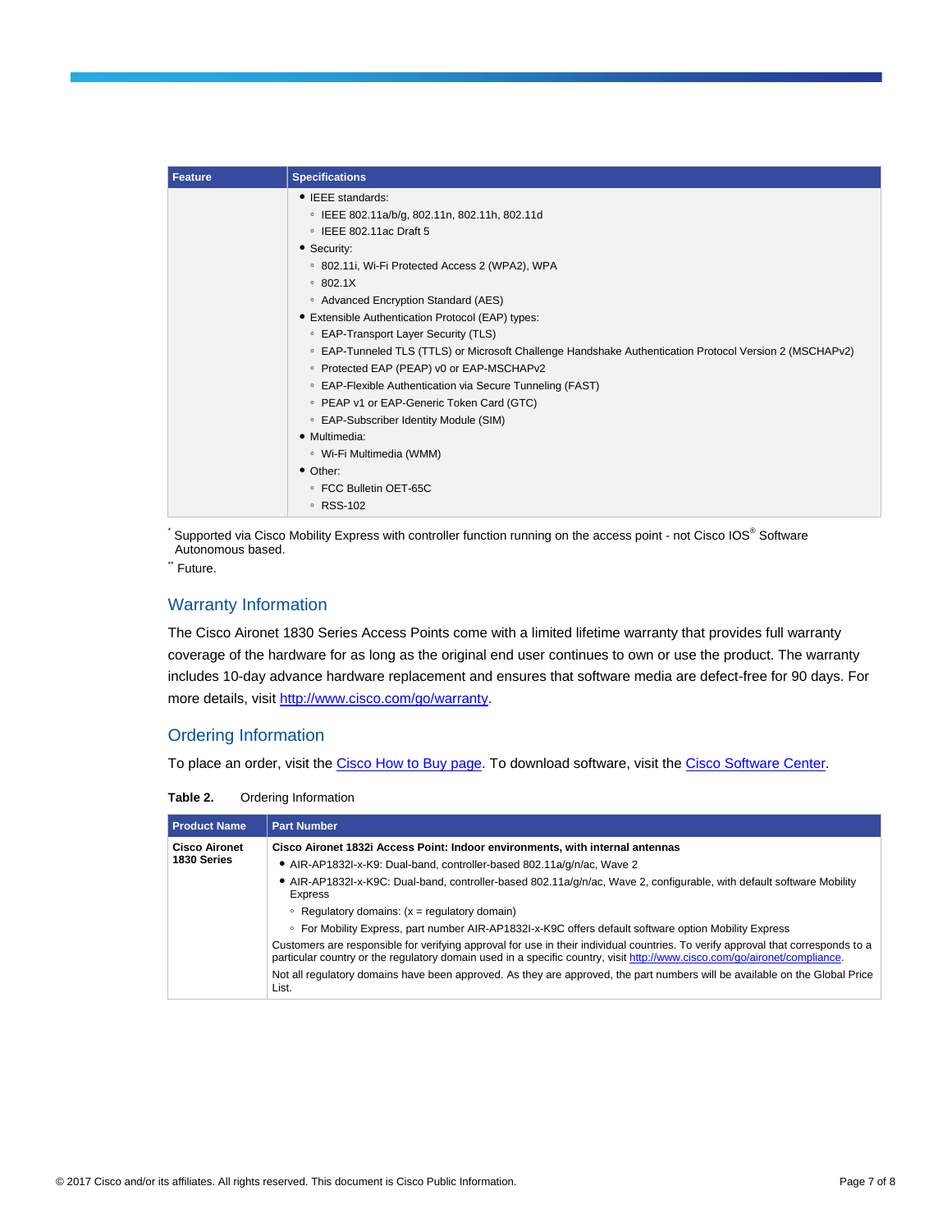| Feature | Specifications |
| --- | --- |
| | • IEEE standards:<br>◦ IEEE 802.11a/b/g, 802.11n, 802.11h, 802.11d<br>◦ IEEE 802.11ac Draft 5<br>• Security:<br>◦ 802.11i, Wi-Fi Protected Access 2 (WPA2), WPA<br>◦ 802.1X<br>◦ Advanced Encryption Standard (AES)<br>• Extensible Authentication Protocol (EAP) types:<br>◦ EAP-Transport Layer Security (TLS)<br>◦ EAP-Tunneled TLS (TTLS) or Microsoft Challenge Handshake Authentication Protocol Version 2 (MSCHAPv2)<br>◦ Protected EAP (PEAP) v0 or EAP-MSCHAPv2<br>◦ EAP-Flexible Authentication via Secure Tunneling (FAST)<br>◦ PEAP v1 or EAP-Generic Token Card (GTC)<br>◦ EAP-Subscriber Identity Module (SIM)<br>• Multimedia:<br>◦ Wi-Fi Multimedia (WMM)<br>• Other:<br>◦ FCC Bulletin OET-65C<br>◦ RSS-102 |

* Supported via Cisco Mobility Express with controller function running on the access point - not Cisco IOS® Software Autonomous based.

** Future.

## Warranty Information

The Cisco Aironet 1830 Series Access Points come with a limited lifetime warranty that provides full warranty coverage of the hardware for as long as the original end user continues to own or use the product. The warranty includes 10-day advance hardware replacement and ensures that software media are defect-free for 90 days. For more details, visit http://www.cisco.com/go/warranty.

## Ordering Information

To place an order, visit the Cisco How to Buy page. To download software, visit the Cisco Software Center.

**Table 2.** Ordering Information

| Product Name | Part Number |
| --- | --- |
| **Cisco Aironet 1830 Series** | **Cisco Aironet 1832i Access Point: Indoor environments, with internal antennas**<br>• AIR-AP1832I-x-K9: Dual-band, controller-based 802.11a/g/n/ac, Wave 2<br>• AIR-AP1832I-x-K9C: Dual-band, controller-based 802.11a/g/n/ac, Wave 2, configurable, with default software Mobility Express<br>◦ Regulatory domains: (x = regulatory domain)<br>◦ For Mobility Express, part number AIR-AP1832I-x-K9C offers default software option Mobility Express<br>Customers are responsible for verifying approval for use in their individual countries. To verify approval that corresponds to a particular country or the regulatory domain used in a specific country, visit http://www.cisco.com/go/aironet/compliance.<br>Not all regulatory domains have been approved. As they are approved, the part numbers will be available on the Global Price List. |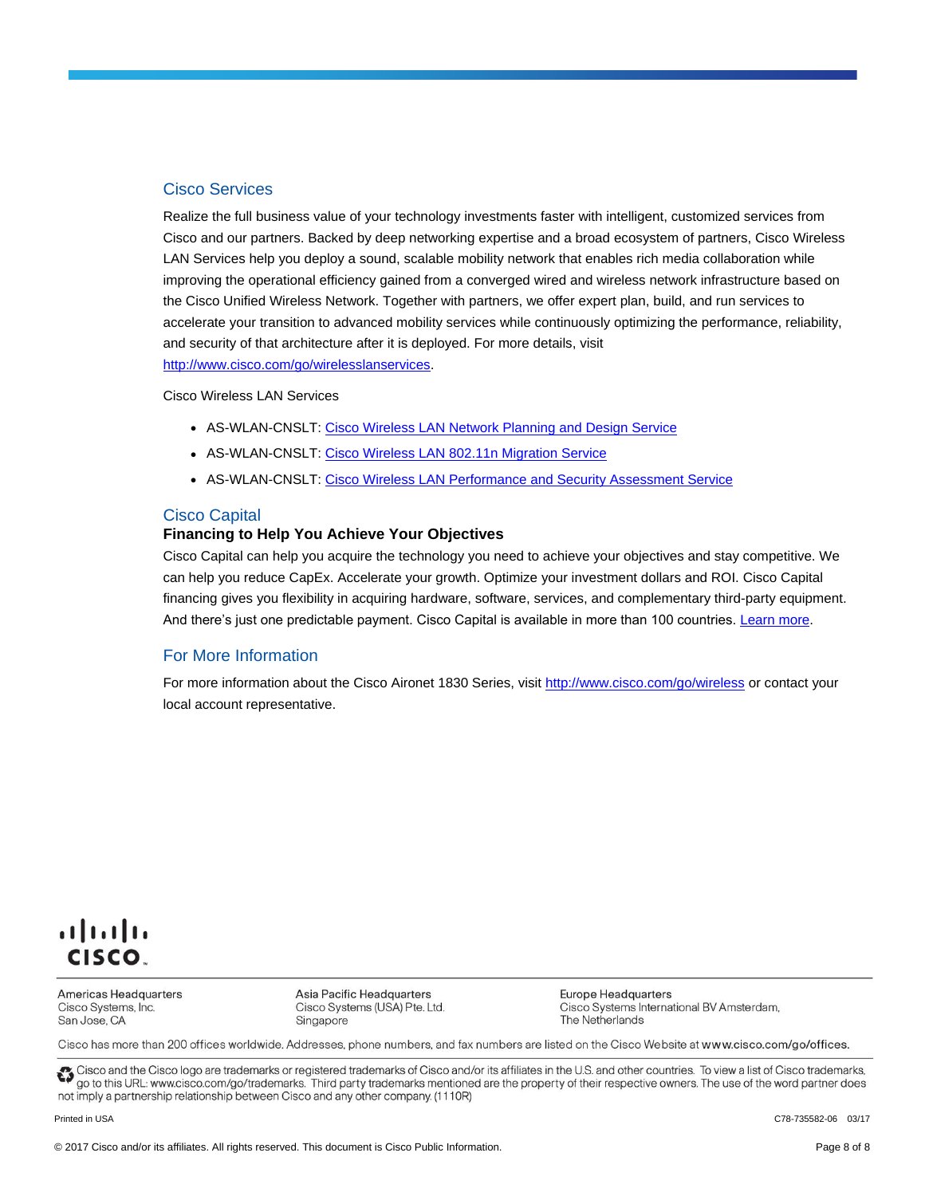## Cisco Services

Realize the full business value of your technology investments faster with intelligent, customized services from Cisco and our partners. Backed by deep networking expertise and a broad ecosystem of partners, Cisco Wireless LAN Services help you deploy a sound, scalable mobility network that enables rich media collaboration while improving the operational efficiency gained from a converged wired and wireless network infrastructure based on the Cisco Unified Wireless Network. Together with partners, we offer expert plan, build, and run services to accelerate your transition to advanced mobility services while continuously optimizing the performance, reliability, and security of that architecture after it is deployed. For more details, visit http://www.cisco.com/go/wirelesslanservices.

Cisco Wireless LAN Services

- AS-WLAN-CNSLT: Cisco Wireless LAN Network Planning and Design Service
- AS-WLAN-CNSLT: Cisco Wireless LAN 802.11n Migration Service
- AS-WLAN-CNSLT: Cisco Wireless LAN Performance and Security Assessment Service

## Cisco Capital

**Financing to Help You Achieve Your Objectives**

Cisco Capital can help you acquire the technology you need to achieve your objectives and stay competitive. We can help you reduce CapEx. Accelerate your growth. Optimize your investment dollars and ROI. Cisco Capital financing gives you flexibility in acquiring hardware, software, services, and complementary third-party equipment. And there's just one predictable payment. Cisco Capital is available in more than 100 countries. Learn more.

## For More Information

For more information about the Cisco Aironet 1830 Series, visit http://www.cisco.com/go/wireless or contact your local account representative.

Americas Headquarters
Cisco Systems, Inc.
San Jose, CA

Asia Pacific Headquarters
Cisco Systems (USA) Pte. Ltd.
Singapore

Europe Headquarters
Cisco Systems International BV Amsterdam,
The Netherlands

Cisco has more than 200 offices worldwide. Addresses, phone numbers, and fax numbers are listed on the Cisco Website at www.cisco.com/go/offices.

Cisco and the Cisco logo are trademarks or registered trademarks of Cisco and/or its affiliates in the U.S. and other countries. To view a list of Cisco trademarks, go to this URL: www.cisco.com/go/trademarks. Third party trademarks mentioned are the property of their respective owners. The use of the word partner does not imply a partnership relationship between Cisco and any other company. (1110R)

Printed in USA

C78-735582-06 03/17